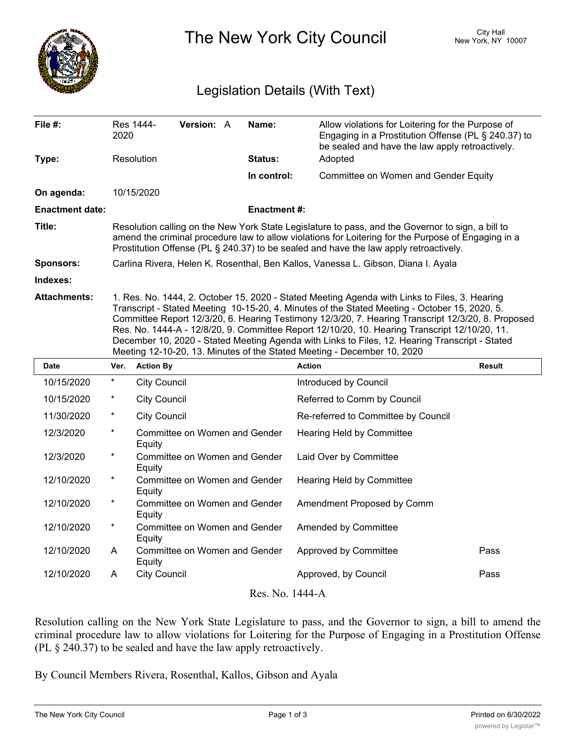# The New York City Council

City Hall
New York, NY 10007

## Legislation Details (With Text)

| | | | |
|---|---|---|---|
| **File #:** | Res 1444-2020 **Version:** A | **Name:** | Allow violations for Loitering for the Purpose of Engaging in a Prostitution Offense (PL § 240.37) to be sealed and have the law apply retroactively. |
| **Type:** | Resolution | **Status:** | Adopted |
| | | **In control:** | Committee on Women and Gender Equity |
| **On agenda:** | 10/15/2020 | | |
| **Enactment date:** | | **Enactment #:** | |

**Title:** Resolution calling on the New York State Legislature to pass, and the Governor to sign, a bill to amend the criminal procedure law to allow violations for Loitering for the Purpose of Engaging in a Prostitution Offense (PL § 240.37) to be sealed and have the law apply retroactively.

**Sponsors:** Carlina Rivera, Helen K. Rosenthal, Ben Kallos, Vanessa L. Gibson, Diana I. Ayala

**Indexes:**

**Attachments:** 1. Res. No. 1444, 2. October 15, 2020 - Stated Meeting Agenda with Links to Files, 3. Hearing Transcript - Stated Meeting 10-15-20, 4. Minutes of the Stated Meeting - October 15, 2020, 5. Committee Report 12/3/20, 6. Hearing Testimony 12/3/20, 7. Hearing Transcript 12/3/20, 8. Proposed Res. No. 1444-A - 12/8/20, 9. Committee Report 12/10/20, 10. Hearing Transcript 12/10/20, 11. December 10, 2020 - Stated Meeting Agenda with Links to Files, 12. Hearing Transcript - Stated Meeting 12-10-20, 13. Minutes of the Stated Meeting - December 10, 2020

| Date | Ver. | Action By | Action | Result |
|---|---|---|---|---|
| 10/15/2020 | * | City Council | Introduced by Council | |
| 10/15/2020 | * | City Council | Referred to Comm by Council | |
| 11/30/2020 | * | City Council | Re-referred to Committee by Council | |
| 12/3/2020 | * | Committee on Women and Gender Equity | Hearing Held by Committee | |
| 12/3/2020 | * | Committee on Women and Gender Equity | Laid Over by Committee | |
| 12/10/2020 | * | Committee on Women and Gender Equity | Hearing Held by Committee | |
| 12/10/2020 | * | Committee on Women and Gender Equity | Amendment Proposed by Comm | |
| 12/10/2020 | * | Committee on Women and Gender Equity | Amended by Committee | |
| 12/10/2020 | A | Committee on Women and Gender Equity | Approved by Committee | Pass |
| 12/10/2020 | A | City Council | Approved, by Council | Pass |

Res. No. 1444-A

Resolution calling on the New York State Legislature to pass, and the Governor to sign, a bill to amend the criminal procedure law to allow violations for Loitering for the Purpose of Engaging in a Prostitution Offense (PL § 240.37) to be sealed and have the law apply retroactively.

By Council Members Rivera, Rosenthal, Kallos, Gibson and Ayala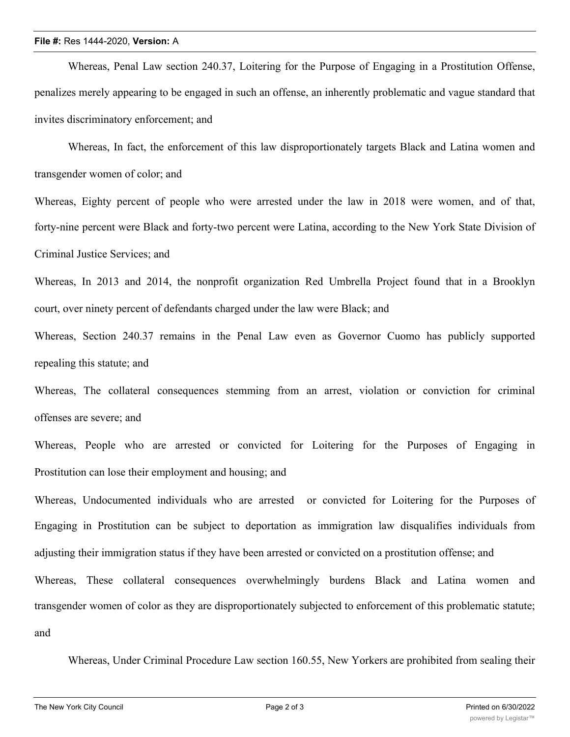Whereas, Penal Law section 240.37, Loitering for the Purpose of Engaging in a Prostitution Offense, penalizes merely appearing to be engaged in such an offense, an inherently problematic and vague standard that invites discriminatory enforcement; and

Whereas, In fact, the enforcement of this law disproportionately targets Black and Latina women and transgender women of color; and

Whereas, Eighty percent of people who were arrested under the law in 2018 were women, and of that, forty-nine percent were Black and forty-two percent were Latina, according to the New York State Division of Criminal Justice Services; and

Whereas, In 2013 and 2014, the nonprofit organization Red Umbrella Project found that in a Brooklyn court, over ninety percent of defendants charged under the law were Black; and

Whereas, Section 240.37 remains in the Penal Law even as Governor Cuomo has publicly supported repealing this statute; and

Whereas, The collateral consequences stemming from an arrest, violation or conviction for criminal offenses are severe; and

Whereas, People who are arrested or convicted for Loitering for the Purposes of Engaging in Prostitution can lose their employment and housing; and

Whereas, Undocumented individuals who are arrested or convicted for Loitering for the Purposes of Engaging in Prostitution can be subject to deportation as immigration law disqualifies individuals from adjusting their immigration status if they have been arrested or convicted on a prostitution offense; and

Whereas, These collateral consequences overwhelmingly burdens Black and Latina women and transgender women of color as they are disproportionately subjected to enforcement of this problematic statute; and

Whereas, Under Criminal Procedure Law section 160.55, New Yorkers are prohibited from sealing their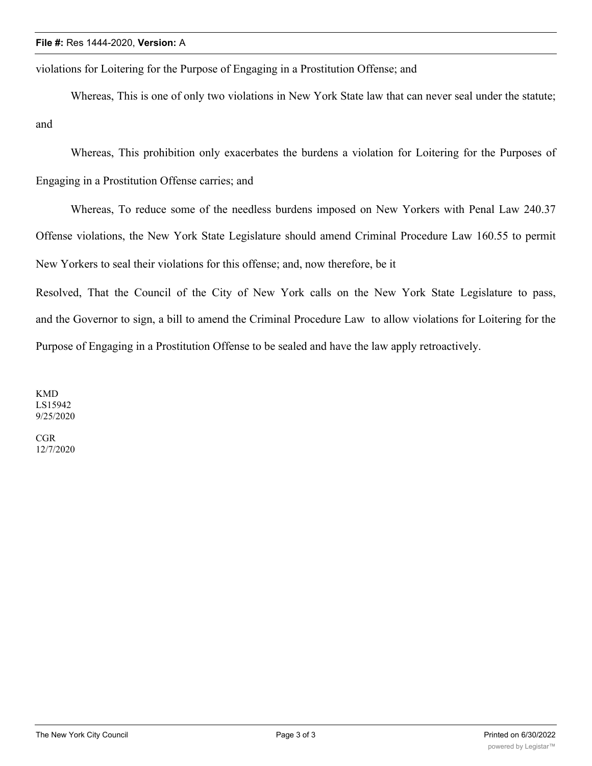violations for Loitering for the Purpose of Engaging in a Prostitution Offense; and

Whereas, This is one of only two violations in New York State law that can never seal under the statute; and

Whereas, This prohibition only exacerbates the burdens a violation for Loitering for the Purposes of Engaging in a Prostitution Offense carries; and

Whereas, To reduce some of the needless burdens imposed on New Yorkers with Penal Law 240.37 Offense violations, the New York State Legislature should amend Criminal Procedure Law 160.55 to permit New Yorkers to seal their violations for this offense; and, now therefore, be it

Resolved, That the Council of the City of New York calls on the New York State Legislature to pass, and the Governor to sign, a bill to amend the Criminal Procedure Law to allow violations for Loitering for the Purpose of Engaging in a Prostitution Offense to be sealed and have the law apply retroactively.

KMD
LS15942
9/25/2020

CGR
12/7/2020